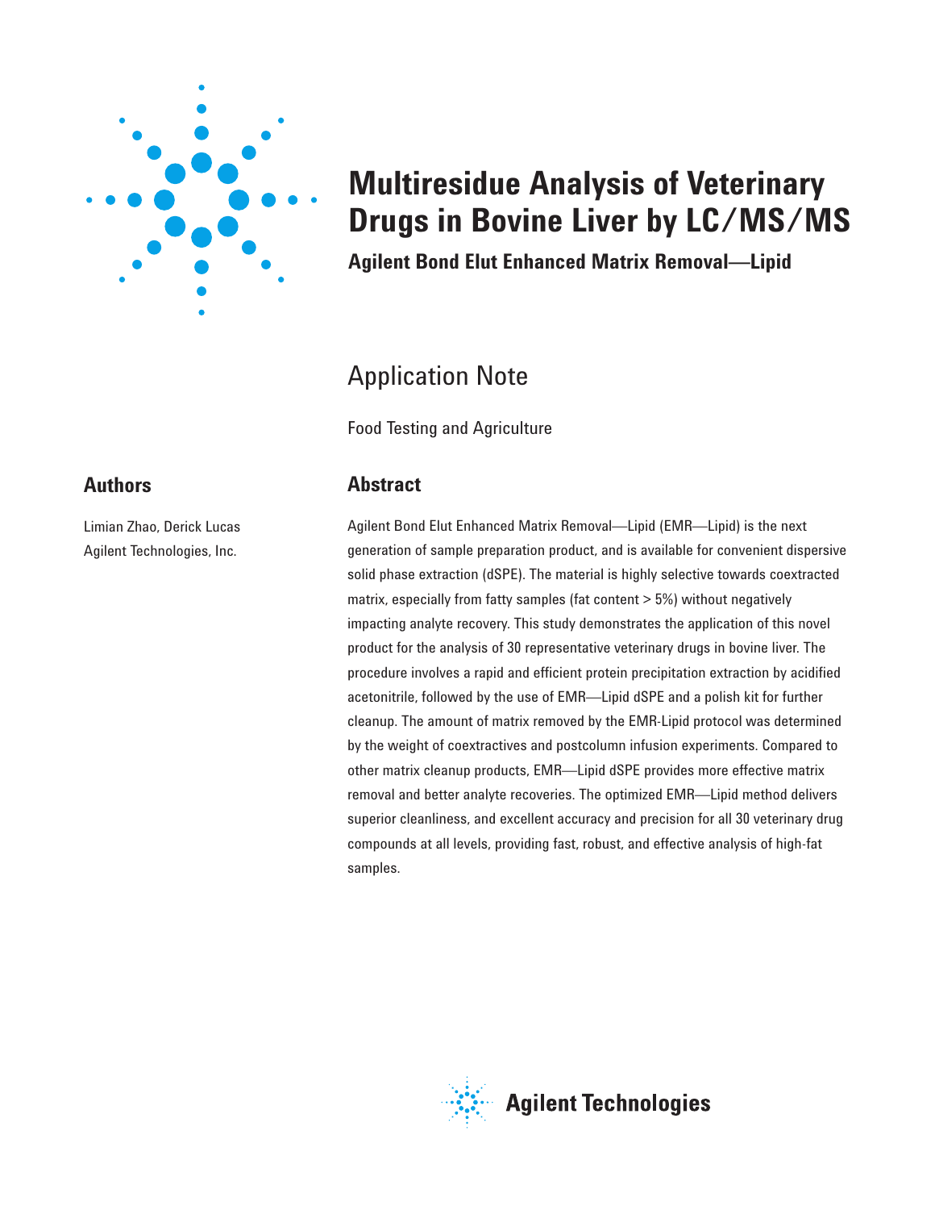# Multiresidue Analysis of Veterinary Drugs in Bovine Liver by LC/MS/MS

## Agilent Bond Elut Enhanced Matrix Removal—Lipid

Application Note

Food Testing and Agriculture

## Authors

Limian Zhao, Derick Lucas
Agilent Technologies, Inc.

## Abstract

Agilent Bond Elut Enhanced Matrix Removal—Lipid (EMR—Lipid) is the next generation of sample preparation product, and is available for convenient dispersive solid phase extraction (dSPE). The material is highly selective towards coextracted matrix, especially from fatty samples (fat content > 5%) without negatively impacting analyte recovery. This study demonstrates the application of this novel product for the analysis of 30 representative veterinary drugs in bovine liver. The procedure involves a rapid and efficient protein precipitation extraction by acidified acetonitrile, followed by the use of EMR—Lipid dSPE and a polish kit for further cleanup. The amount of matrix removed by the EMR-Lipid protocol was determined by the weight of coextractives and postcolumn infusion experiments. Compared to other matrix cleanup products, EMR—Lipid dSPE provides more effective matrix removal and better analyte recoveries. The optimized EMR—Lipid method delivers superior cleanliness, and excellent accuracy and precision for all 30 veterinary drug compounds at all levels, providing fast, robust, and effective analysis of high-fat samples.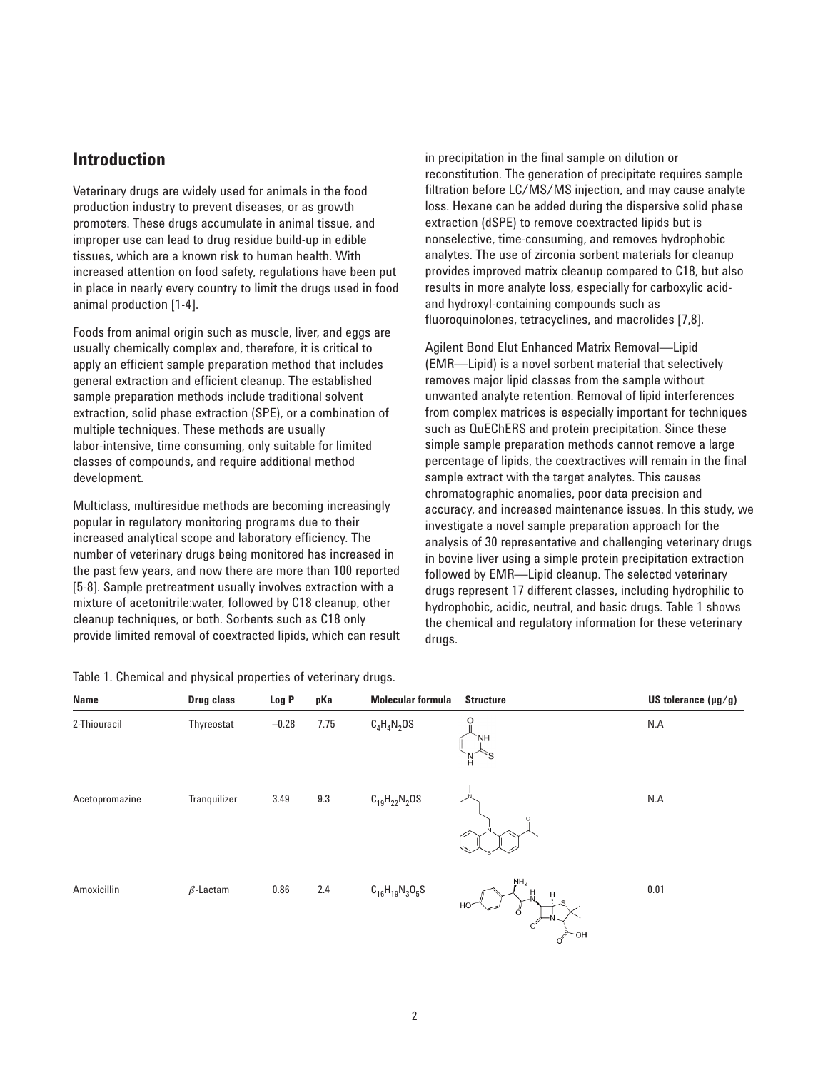## Introduction

Veterinary drugs are widely used for animals in the food production industry to prevent diseases, or as growth promoters. These drugs accumulate in animal tissue, and improper use can lead to drug residue build-up in edible tissues, which are a known risk to human health. With increased attention on food safety, regulations have been put in place in nearly every country to limit the drugs used in food animal production [1-4].

Foods from animal origin such as muscle, liver, and eggs are usually chemically complex and, therefore, it is critical to apply an efficient sample preparation method that includes general extraction and efficient cleanup. The established sample preparation methods include traditional solvent extraction, solid phase extraction (SPE), or a combination of multiple techniques. These methods are usually labor-intensive, time consuming, only suitable for limited classes of compounds, and require additional method development.

Multiclass, multiresidue methods are becoming increasingly popular in regulatory monitoring programs due to their increased analytical scope and laboratory efficiency. The number of veterinary drugs being monitored has increased in the past few years, and now there are more than 100 reported [5-8]. Sample pretreatment usually involves extraction with a mixture of acetonitrile:water, followed by C18 cleanup, other cleanup techniques, or both. Sorbents such as C18 only provide limited removal of coextracted lipids, which can result in precipitation in the final sample on dilution or reconstitution. The generation of precipitate requires sample filtration before LC/MS/MS injection, and may cause analyte loss. Hexane can be added during the dispersive solid phase extraction (dSPE) to remove coextracted lipids but is nonselective, time-consuming, and removes hydrophobic analytes. The use of zirconia sorbent materials for cleanup provides improved matrix cleanup compared to C18, but also results in more analyte loss, especially for carboxylic acid- and hydroxyl-containing compounds such as fluoroquinolones, tetracyclines, and macrolides [7,8].

Agilent Bond Elut Enhanced Matrix Removal—Lipid (EMR—Lipid) is a novel sorbent material that selectively removes major lipid classes from the sample without unwanted analyte retention. Removal of lipid interferences from complex matrices is especially important for techniques such as QuEChERS and protein precipitation. Since these simple sample preparation methods cannot remove a large percentage of lipids, the coextractives will remain in the final sample extract with the target analytes. This causes chromatographic anomalies, poor data precision and accuracy, and increased maintenance issues. In this study, we investigate a novel sample preparation approach for the analysis of 30 representative and challenging veterinary drugs in bovine liver using a simple protein precipitation extraction followed by EMR—Lipid cleanup. The selected veterinary drugs represent 17 different classes, including hydrophilic to hydrophobic, acidic, neutral, and basic drugs. Table 1 shows the chemical and regulatory information for these veterinary drugs.

Table 1. Chemical and physical properties of veterinary drugs.

| Name | Drug class | Log P | pKa | Molecular formula | Structure | US tolerance (µg/g) |
|---|---|---|---|---|---|---|
| 2-Thiouracil | Thyreostat | −0.28 | 7.75 | $C_4H_4N_2OS$ | | N.A |
| Acetopromazine | Tranquilizer | 3.49 | 9.3 | $C_{19}H_{22}N_2OS$ | | N.A |
| Amoxicillin | β-Lactam | 0.86 | 2.4 | $C_{16}H_{19}N_3O_5S$ | | 0.01 |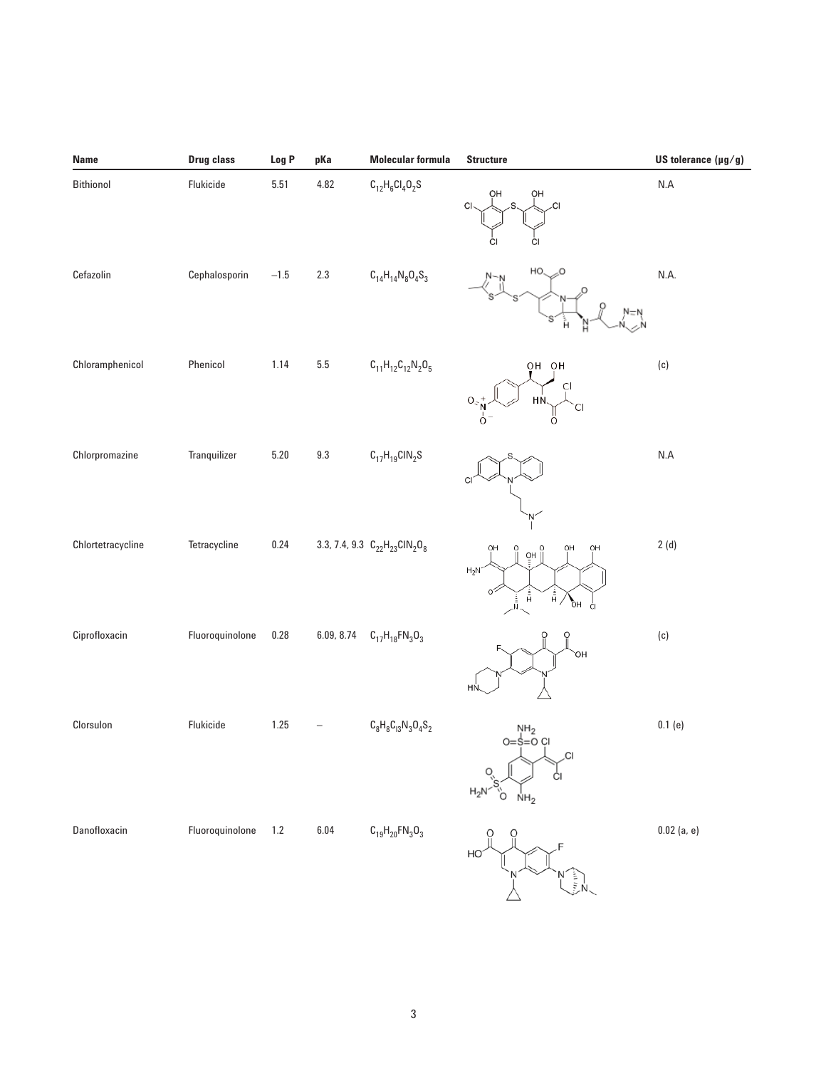| Name | Drug class | Log P | pKa | Molecular formula | Structure | US tolerance (µg/g) |
|---|---|---|---|---|---|---|
| Bithionol | Flukicide | 5.51 | 4.82 | $C_{12}H_6Cl_4O_2S$ | | N.A |
| Cefazolin | Cephalosporin | –1.5 | 2.3 | $C_{14}H_{14}N_8O_4S_3$ | | N.A. |
| Chloramphenicol | Phenicol | 1.14 | 5.5 | $C_{11}H_{12}C_{12}N_2O_5$ | | (c) |
| Chlorpromazine | Tranquilizer | 5.20 | 9.3 | $C_{17}H_{19}ClN_2S$ | | N.A |
| Chlortetracycline | Tetracycline | 0.24 | 3.3, 7.4, 9.3 | $C_{22}H_{23}ClN_2O_8$ | | 2 (d) |
| Ciprofloxacin | Fluoroquinolone | 0.28 | 6.09, 8.74 | $C_{17}H_{18}FN_3O_3$ | | (c) |
| Clorsulon | Flukicide | 1.25 | – | $C_8H_8C_{l3}N_3O_4S_2$ | | 0.1 (e) |
| Danofloxacin | Fluoroquinolone | 1.2 | 6.04 | $C_{19}H_{20}FN_3O_3$ | | 0.02 (a, e) |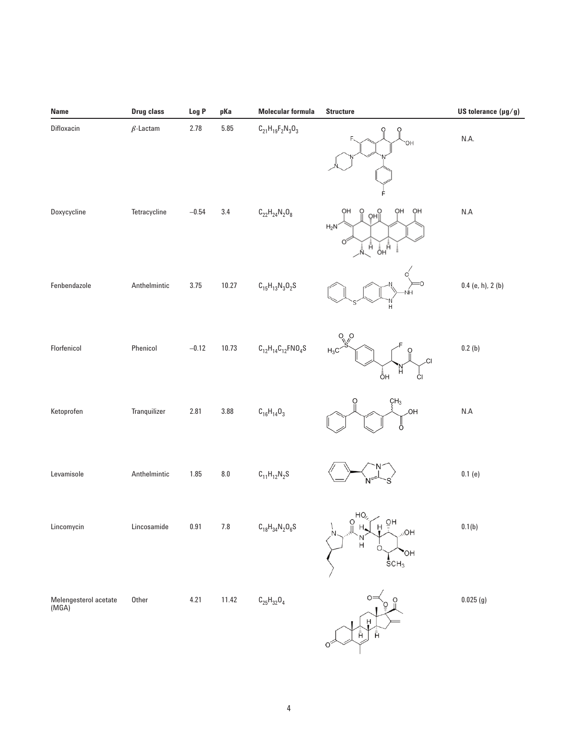| Name | Drug class | Log P | pKa | Molecular formula | Structure | US tolerance (µg/g) |
|---|---|---|---|---|---|---|
| Difloxacin | $\beta$-Lactam | 2.78 | 5.85 | $C_{21}H_{19}F_2N_3O_3$ | | N.A. |
| Doxycycline | Tetracycline | –0.54 | 3.4 | $C_{22}H_{24}N_2O_8$ | | N.A |
| Fenbendazole | Anthelmintic | 3.75 | 10.27 | $C_{15}H_{13}N_3O_2S$ | | 0.4 (e, h), 2 (b) |
| Florfenicol | Phenicol | –0.12 | 10.73 | $C_{12}H_{14}C_{12}FNO_4S$ | | 0.2 (b) |
| Ketoprofen | Tranquilizer | 2.81 | 3.88 | $C_{16}H_{14}O_3$ | | N.A |
| Levamisole | Anthelmintic | 1.85 | 8.0 | $C_{11}H_{12}N_2S$ | | 0.1 (e) |
| Lincomycin | Lincosamide | 0.91 | 7.8 | $C_{18}H_{34}N_2O_6S$ | | 0.1(b) |
| Melengesterol acetate (MGA) | Other | 4.21 | 11.42 | $C_{25}H_{32}O_4$ | | 0.025 (g) |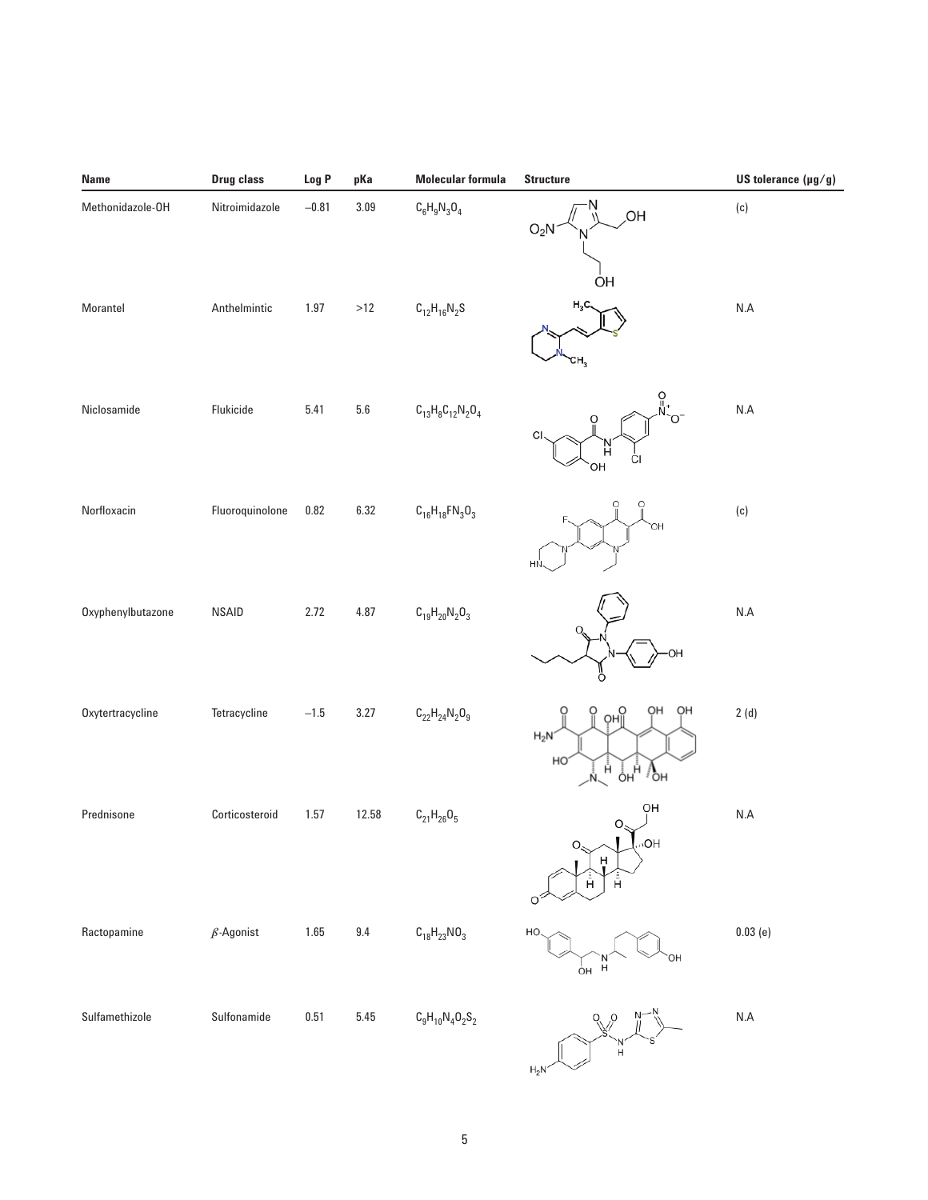| Name | Drug class | Log P | pKa | Molecular formula | Structure | US tolerance (µg/g) |
|---|---|---|---|---|---|---|
| Methonidazole-OH | Nitroimidazole | −0.81 | 3.09 | $C_6H_9N_3O_4$ | | (c) |
| Morantel | Anthelmintic | 1.97 | >12 | $C_{12}H_{16}N_2S$ | | N.A |
| Niclosamide | Flukicide | 5.41 | 5.6 | $C_{13}H_8C_{12}N_2O_4$ | | N.A |
| Norfloxacin | Fluoroquinolone | 0.82 | 6.32 | $C_{16}H_{18}FN_3O_3$ | | (c) |
| Oxyphenylbutazone | NSAID | 2.72 | 4.87 | $C_{19}H_{20}N_2O_3$ | | N.A |
| Oxytertracycline | Tetracycline | −1.5 | 3.27 | $C_{22}H_{24}N_2O_9$ | | 2 (d) |
| Prednisone | Corticosteroid | 1.57 | 12.58 | $C_{21}H_{26}O_5$ | | N.A |
| Ractopamine | $\beta$-Agonist | 1.65 | 9.4 | $C_{18}H_{23}NO_3$ | | 0.03 (e) |
| Sulfamethizole | Sulfonamide | 0.51 | 5.45 | $C_9H_{10}N_4O_2S_2$ | | N.A |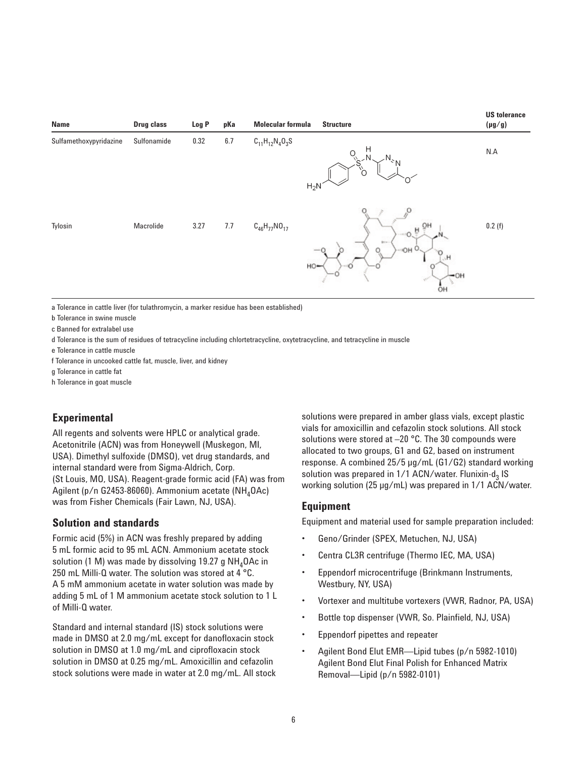| Name | Drug class | Log P | pKa | Molecular formula | Structure | US tolerance (µg/g) |
|---|---|---|---|---|---|---|
| Sulfamethoxypyridazine | Sulfonamide | 0.32 | 6.7 | $C_{11}H_{12}N_4O_3S$ | | N.A |
| Tylosin | Macrolide | 3.27 | 7.7 | $C_{46}H_{77}NO_{17}$ | | 0.2 (f) |

a Tolerance in cattle liver (for tulathromycin, a marker residue has been established)

b Tolerance in swine muscle

c Banned for extralabel use

d Tolerance is the sum of residues of tetracycline including chlortetracycline, oxytetracycline, and tetracycline in muscle

e Tolerance in cattle muscle

f Tolerance in uncooked cattle fat, muscle, liver, and kidney

g Tolerance in cattle fat

h Tolerance in goat muscle

## Experimental

All regents and solvents were HPLC or analytical grade. Acetonitrile (ACN) was from Honeywell (Muskegon, MI, USA). Dimethyl sulfoxide (DMSO), vet drug standards, and internal standard were from Sigma-Aldrich, Corp. (St Louis, MO, USA). Reagent-grade formic acid (FA) was from Agilent (p/n G2453-86060). Ammonium acetate ($NH_4OAc$) was from Fisher Chemicals (Fair Lawn, NJ, USA).

### Solution and standards

Formic acid (5%) in ACN was freshly prepared by adding 5 mL formic acid to 95 mL ACN. Ammonium acetate stock solution (1 M) was made by dissolving 19.27 g $NH_4OAc$ in 250 mL Milli-Q water. The solution was stored at 4 °C. A 5 mM ammonium acetate in water solution was made by adding 5 mL of 1 M ammonium acetate stock solution to 1 L of Milli-Q water.

Standard and internal standard (IS) stock solutions were made in DMSO at 2.0 mg/mL except for danofloxacin stock solution in DMSO at 1.0 mg/mL and ciprofloxacin stock solution in DMSO at 0.25 mg/mL. Amoxicillin and cefazolin stock solutions were made in water at 2.0 mg/mL. All stock solutions were prepared in amber glass vials, except plastic vials for amoxicillin and cefazolin stock solutions. All stock solutions were stored at –20 °C. The 30 compounds were allocated to two groups, G1 and G2, based on instrument response. A combined 25/5 µg/mL (G1/G2) standard working solution was prepared in 1/1 ACN/water. Flunixin-$d_3$ IS working solution (25 µg/mL) was prepared in 1/1 ACN/water.

### Equipment

Equipment and material used for sample preparation included:

- Geno/Grinder (SPEX, Metuchen, NJ, USA)
- Centra CL3R centrifuge (Thermo IEC, MA, USA)
- Eppendorf microcentrifuge (Brinkmann Instruments, Westbury, NY, USA)
- Vortexer and multitube vortexers (VWR, Radnor, PA, USA)
- Bottle top dispenser (VWR, So. Plainfield, NJ, USA)
- Eppendorf pipettes and repeater
- Agilent Bond Elut EMR—Lipid tubes (p/n 5982-1010) Agilent Bond Elut Final Polish for Enhanced Matrix Removal—Lipid (p/n 5982-0101)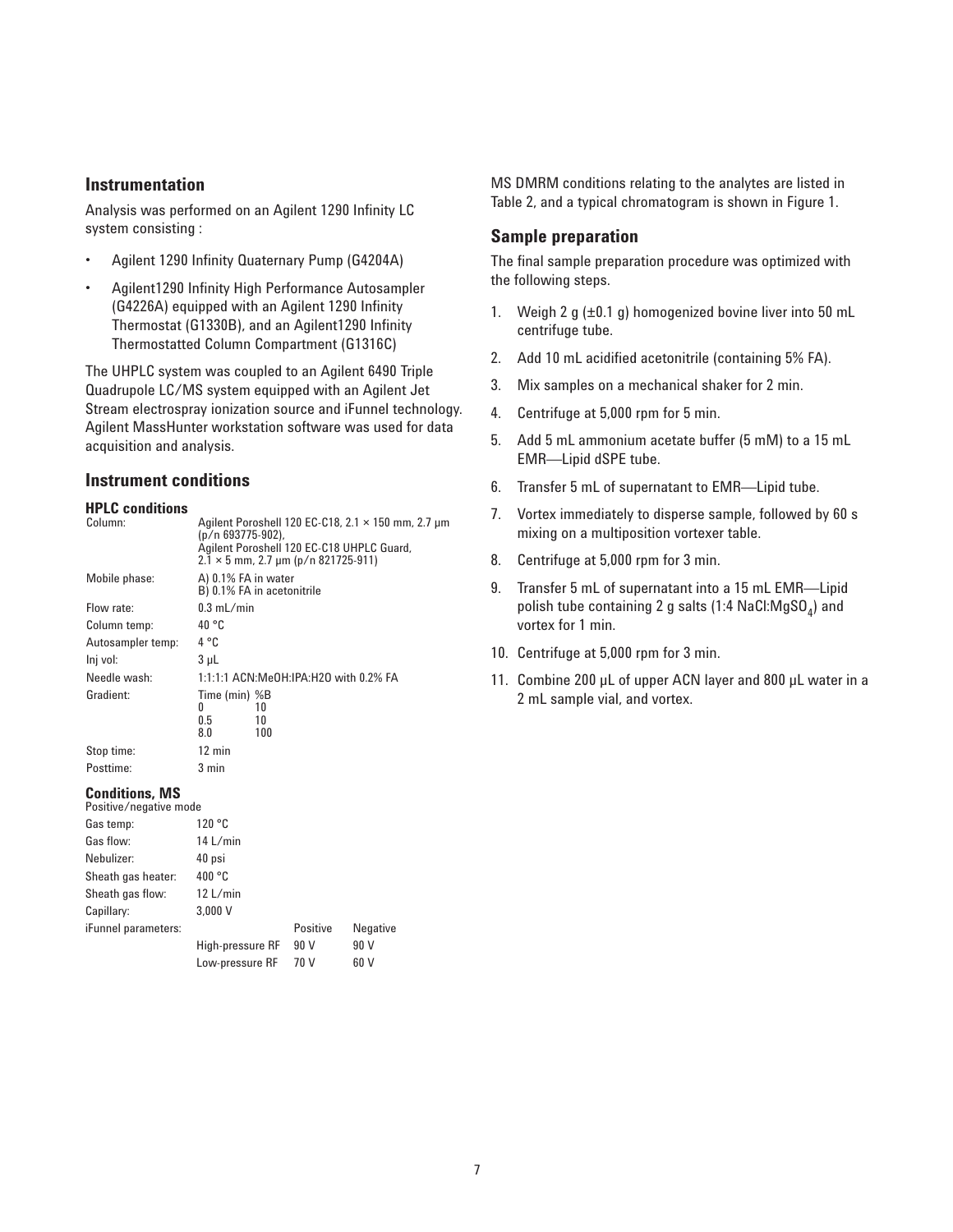## Instrumentation

Analysis was performed on an Agilent 1290 Infinity LC system consisting :

- Agilent 1290 Infinity Quaternary Pump (G4204A)
- Agilent1290 Infinity High Performance Autosampler (G4226A) equipped with an Agilent 1290 Infinity Thermostat (G1330B), and an Agilent1290 Infinity Thermostatted Column Compartment (G1316C)

The UHPLC system was coupled to an Agilent 6490 Triple Quadrupole LC/MS system equipped with an Agilent Jet Stream electrospray ionization source and iFunnel technology. Agilent MassHunter workstation software was used for data acquisition and analysis.

## Instrument conditions

### HPLC conditions

| | |
|---|---|
| Column: | Agilent Poroshell 120 EC-C18, 2.1 × 150 mm, 2.7 µm (p/n 693775-902), Agilent Poroshell 120 EC-C18 UHPLC Guard, 2.1 × 5 mm, 2.7 µm (p/n 821725-911) |
| Mobile phase: | A) 0.1% FA in water<br>B) 0.1% FA in acetonitrile |
| Flow rate: | 0.3 mL/min |
| Column temp: | 40 °C |
| Autosampler temp: | 4 °C |
| Inj vol: | 3 µL |
| Needle wash: | 1:1:1:1 ACN:MeOH:IPA:H2O with 0.2% FA |
| Gradient: | Time (min) %B<br>0 10<br>0.5 10<br>8.0 100 |
| Stop time: | 12 min |
| Posttime: | 3 min |

### Conditions, MS

Positive/negative mode

| | | | |
|---|---|---|---|
| Gas temp: | 120 °C | | |
| Gas flow: | 14 L/min | | |
| Nebulizer: | 40 psi | | |
| Sheath gas heater: | 400 °C | | |
| Sheath gas flow: | 12 L/min | | |
| Capillary: | 3,000 V | | |
| iFunnel parameters: | | Positive | Negative |
| | High-pressure RF | 90 V | 90 V |
| | Low-pressure RF | 70 V | 60 V |

MS DMRM conditions relating to the analytes are listed in Table 2, and a typical chromatogram is shown in Figure 1.

## Sample preparation

The final sample preparation procedure was optimized with the following steps.

1. Weigh 2 g (±0.1 g) homogenized bovine liver into 50 mL centrifuge tube.
2. Add 10 mL acidified acetonitrile (containing 5% FA).
3. Mix samples on a mechanical shaker for 2 min.
4. Centrifuge at 5,000 rpm for 5 min.
5. Add 5 mL ammonium acetate buffer (5 mM) to a 15 mL EMR—Lipid dSPE tube.
6. Transfer 5 mL of supernatant to EMR—Lipid tube.
7. Vortex immediately to disperse sample, followed by 60 s mixing on a multiposition vortexer table.
8. Centrifuge at 5,000 rpm for 3 min.
9. Transfer 5 mL of supernatant into a 15 mL EMR—Lipid polish tube containing 2 g salts (1:4 NaCl:$MgSO_4$) and vortex for 1 min.
10. Centrifuge at 5,000 rpm for 3 min.
11. Combine 200 µL of upper ACN layer and 800 µL water in a 2 mL sample vial, and vortex.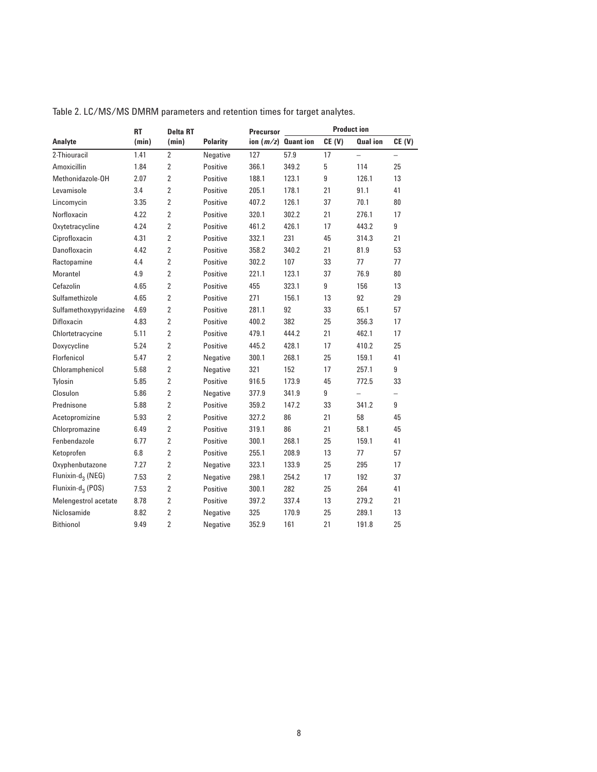Table 2. LC/MS/MS DMRM parameters and retention times for target analytes.

| Analyte | RT (min) | Delta RT (min) | Polarity | Precursor ion ($m/z$) | Product ion | | | |
|---|---|---|---|---|---|---|---|---|
| | | | | | Quant ion | CE (V) | Qual ion | CE (V) |
| 2-Thiouracil | 1.41 | 2 | Negative | 127 | 57.9 | 17 | – | – |
| Amoxicillin | 1.84 | 2 | Positive | 366.1 | 349.2 | 5 | 114 | 25 |
| Methonidazole-OH | 2.07 | 2 | Positive | 188.1 | 123.1 | 9 | 126.1 | 13 |
| Levamisole | 3.4 | 2 | Positive | 205.1 | 178.1 | 21 | 91.1 | 41 |
| Lincomycin | 3.35 | 2 | Positive | 407.2 | 126.1 | 37 | 70.1 | 80 |
| Norfloxacin | 4.22 | 2 | Positive | 320.1 | 302.2 | 21 | 276.1 | 17 |
| Oxytetracycline | 4.24 | 2 | Positive | 461.2 | 426.1 | 17 | 443.2 | 9 |
| Ciprofloxacin | 4.31 | 2 | Positive | 332.1 | 231 | 45 | 314.3 | 21 |
| Danofloxacin | 4.42 | 2 | Positive | 358.2 | 340.2 | 21 | 81.9 | 53 |
| Ractopamine | 4.4 | 2 | Positive | 302.2 | 107 | 33 | 77 | 77 |
| Morantel | 4.9 | 2 | Positive | 221.1 | 123.1 | 37 | 76.9 | 80 |
| Cefazolin | 4.65 | 2 | Positive | 455 | 323.1 | 9 | 156 | 13 |
| Sulfamethizole | 4.65 | 2 | Positive | 271 | 156.1 | 13 | 92 | 29 |
| Sulfamethoxypyridazine | 4.69 | 2 | Positive | 281.1 | 92 | 33 | 65.1 | 57 |
| Difloxacin | 4.83 | 2 | Positive | 400.2 | 382 | 25 | 356.3 | 17 |
| Chlortetracycine | 5.11 | 2 | Positive | 479.1 | 444.2 | 21 | 462.1 | 17 |
| Doxycycline | 5.24 | 2 | Positive | 445.2 | 428.1 | 17 | 410.2 | 25 |
| Florfenicol | 5.47 | 2 | Negative | 300.1 | 268.1 | 25 | 159.1 | 41 |
| Chloramphenicol | 5.68 | 2 | Negative | 321 | 152 | 17 | 257.1 | 9 |
| Tylosin | 5.85 | 2 | Positive | 916.5 | 173.9 | 45 | 772.5 | 33 |
| Closulon | 5.86 | 2 | Negative | 377.9 | 341.9 | 9 | – | – |
| Prednisone | 5.88 | 2 | Positive | 359.2 | 147.2 | 33 | 341.2 | 9 |
| Acetopromizine | 5.93 | 2 | Positive | 327.2 | 86 | 21 | 58 | 45 |
| Chlorpromazine | 6.49 | 2 | Positive | 319.1 | 86 | 21 | 58.1 | 45 |
| Fenbendazole | 6.77 | 2 | Positive | 300.1 | 268.1 | 25 | 159.1 | 41 |
| Ketoprofen | 6.8 | 2 | Positive | 255.1 | 208.9 | 13 | 77 | 57 |
| Oxyphenbutazone | 7.27 | 2 | Negative | 323.1 | 133.9 | 25 | 295 | 17 |
| Flunixin-$d_3$ (NEG) | 7.53 | 2 | Negative | 298.1 | 254.2 | 17 | 192 | 37 |
| Flunixin-$d_3$ (POS) | 7.53 | 2 | Positive | 300.1 | 282 | 25 | 264 | 41 |
| Melengestrol acetate | 8.78 | 2 | Positive | 397.2 | 337.4 | 13 | 279.2 | 21 |
| Niclosamide | 8.82 | 2 | Negative | 325 | 170.9 | 25 | 289.1 | 13 |
| Bithionol | 9.49 | 2 | Negative | 352.9 | 161 | 21 | 191.8 | 25 |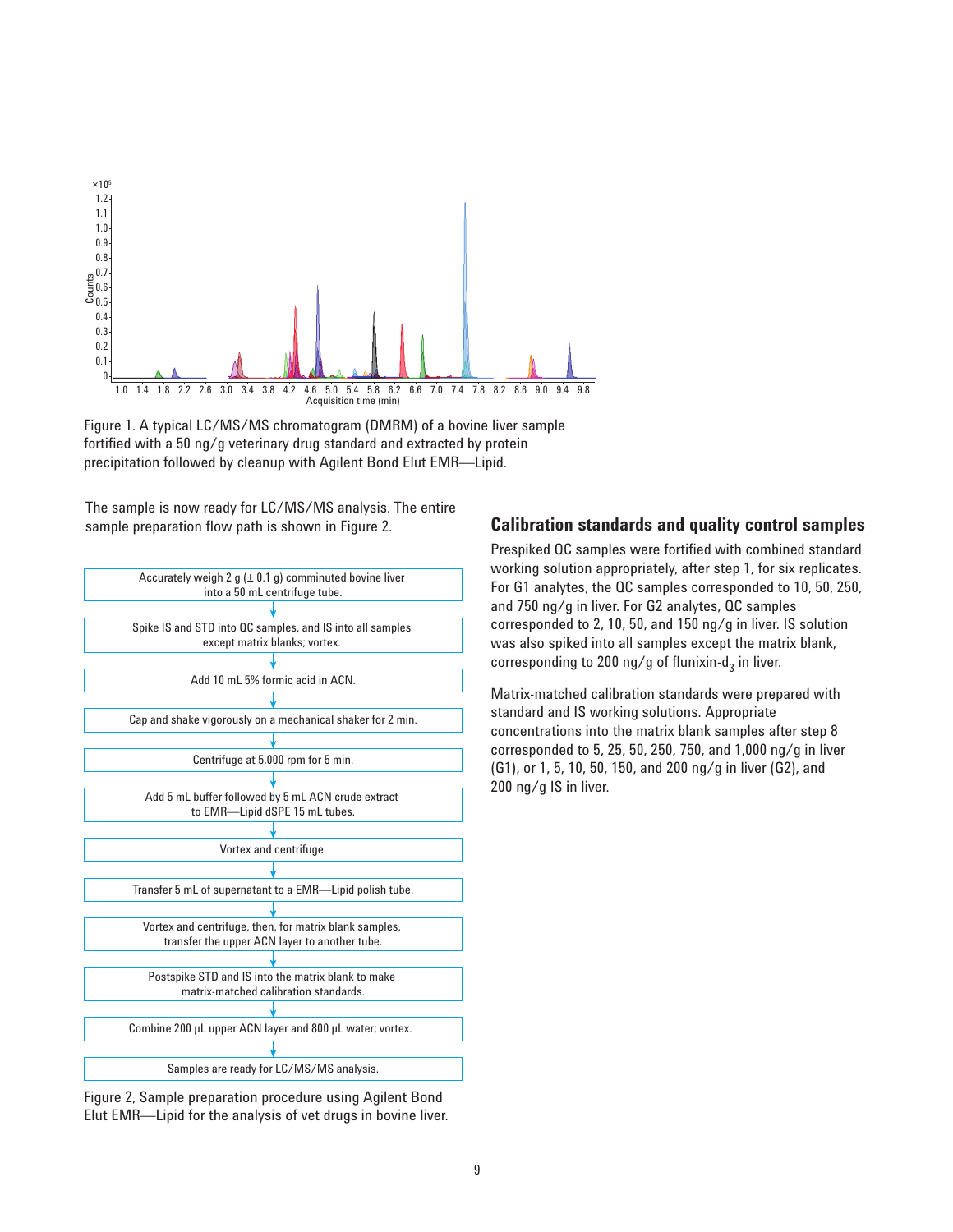Figure 1. A typical LC/MS/MS chromatogram (DMRM) of a bovine liver sample fortified with a 50 ng/g veterinary drug standard and extracted by protein precipitation followed by cleanup with Agilent Bond Elut EMR—Lipid.

The sample is now ready for LC/MS/MS analysis. The entire sample preparation flow path is shown in Figure 2.

1. Accurately weigh 2 g (± 0.1 g) comminuted bovine liver into a 50 mL centrifuge tube.
2. Spike IS and STD into QC samples, and IS into all samples except matrix blanks; vortex.
3. Add 10 mL 5% formic acid in ACN.
4. Cap and shake vigorously on a mechanical shaker for 2 min.
5. Centrifuge at 5,000 rpm for 5 min.
6. Add 5 mL buffer followed by 5 mL ACN crude extract to EMR—Lipid dSPE 15 mL tubes.
7. Vortex and centrifuge.
8. Transfer 5 mL of supernatant to a EMR—Lipid polish tube.
9. Vortex and centrifuge, then, for matrix blank samples, transfer the upper ACN layer to another tube.
10. Postspike STD and IS into the matrix blank to make matrix-matched calibration standards.
11. Combine 200 µL upper ACN layer and 800 µL water; vortex.
12. Samples are ready for LC/MS/MS analysis.

Figure 2, Sample preparation procedure using Agilent Bond Elut EMR—Lipid for the analysis of vet drugs in bovine liver.

## Calibration standards and quality control samples

Prespiked QC samples were fortified with combined standard working solution appropriately, after step 1, for six replicates. For G1 analytes, the QC samples corresponded to 10, 50, 250, and 750 ng/g in liver. For G2 analytes, QC samples corresponded to 2, 10, 50, and 150 ng/g in liver. IS solution was also spiked into all samples except the matrix blank, corresponding to 200 ng/g of flunixin-$d_3$ in liver.

Matrix-matched calibration standards were prepared with standard and IS working solutions. Appropriate concentrations into the matrix blank samples after step 8 corresponded to 5, 25, 50, 250, 750, and 1,000 ng/g in liver (G1), or 1, 5, 10, 50, 150, and 200 ng/g in liver (G2), and 200 ng/g IS in liver.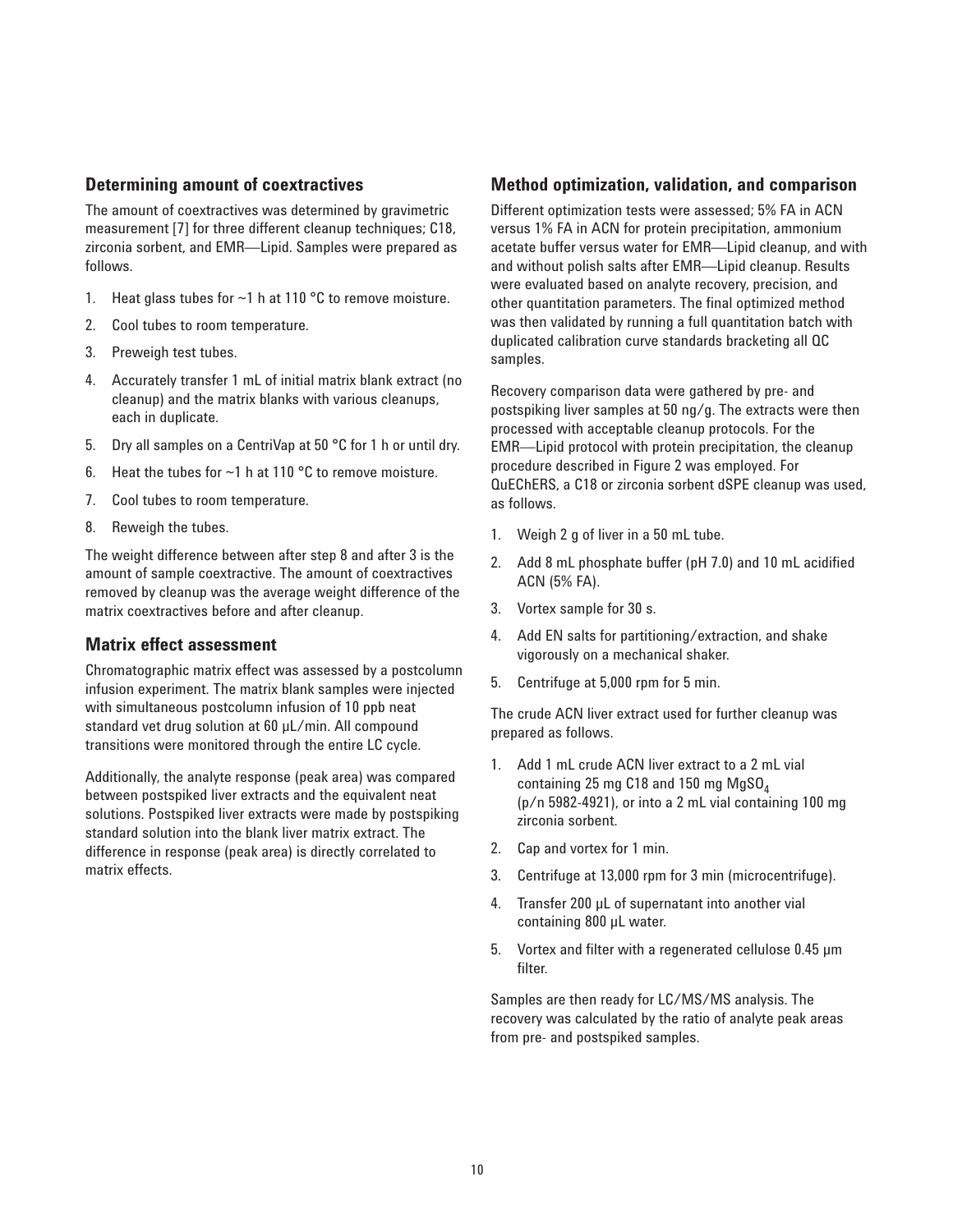### Determining amount of coextractives

The amount of coextractives was determined by gravimetric measurement [7] for three different cleanup techniques; C18, zirconia sorbent, and EMR—Lipid. Samples were prepared as follows.

1. Heat glass tubes for ~1 h at 110 °C to remove moisture.
2. Cool tubes to room temperature.
3. Preweigh test tubes.
4. Accurately transfer 1 mL of initial matrix blank extract (no cleanup) and the matrix blanks with various cleanups, each in duplicate.
5. Dry all samples on a CentriVap at 50 °C for 1 h or until dry.
6. Heat the tubes for ~1 h at 110 °C to remove moisture.
7. Cool tubes to room temperature.
8. Reweigh the tubes.

The weight difference between after step 8 and after 3 is the amount of sample coextractive. The amount of coextractives removed by cleanup was the average weight difference of the matrix coextractives before and after cleanup.

### Matrix effect assessment

Chromatographic matrix effect was assessed by a postcolumn infusion experiment. The matrix blank samples were injected with simultaneous postcolumn infusion of 10 ppb neat standard vet drug solution at 60 µL/min. All compound transitions were monitored through the entire LC cycle.

Additionally, the analyte response (peak area) was compared between postspiked liver extracts and the equivalent neat solutions. Postspiked liver extracts were made by postspiking standard solution into the blank liver matrix extract. The difference in response (peak area) is directly correlated to matrix effects.

### Method optimization, validation, and comparison

Different optimization tests were assessed; 5% FA in ACN versus 1% FA in ACN for protein precipitation, ammonium acetate buffer versus water for EMR—Lipid cleanup, and with and without polish salts after EMR—Lipid cleanup. Results were evaluated based on analyte recovery, precision, and other quantitation parameters. The final optimized method was then validated by running a full quantitation batch with duplicated calibration curve standards bracketing all QC samples.

Recovery comparison data were gathered by pre- and postspiking liver samples at 50 ng/g. The extracts were then processed with acceptable cleanup protocols. For the EMR—Lipid protocol with protein precipitation, the cleanup procedure described in Figure 2 was employed. For QuEChERS, a C18 or zirconia sorbent dSPE cleanup was used, as follows.

1. Weigh 2 g of liver in a 50 mL tube.
2. Add 8 mL phosphate buffer (pH 7.0) and 10 mL acidified ACN (5% FA).
3. Vortex sample for 30 s.
4. Add EN salts for partitioning/extraction, and shake vigorously on a mechanical shaker.
5. Centrifuge at 5,000 rpm for 5 min.

The crude ACN liver extract used for further cleanup was prepared as follows.

1. Add 1 mL crude ACN liver extract to a 2 mL vial containing 25 mg C18 and 150 mg $MgSO_4$ (p/n 5982-4921), or into a 2 mL vial containing 100 mg zirconia sorbent.
2. Cap and vortex for 1 min.
3. Centrifuge at 13,000 rpm for 3 min (microcentrifuge).
4. Transfer 200 µL of supernatant into another vial containing 800 µL water.
5. Vortex and filter with a regenerated cellulose 0.45 µm filter.

Samples are then ready for LC/MS/MS analysis. The recovery was calculated by the ratio of analyte peak areas from pre- and postspiked samples.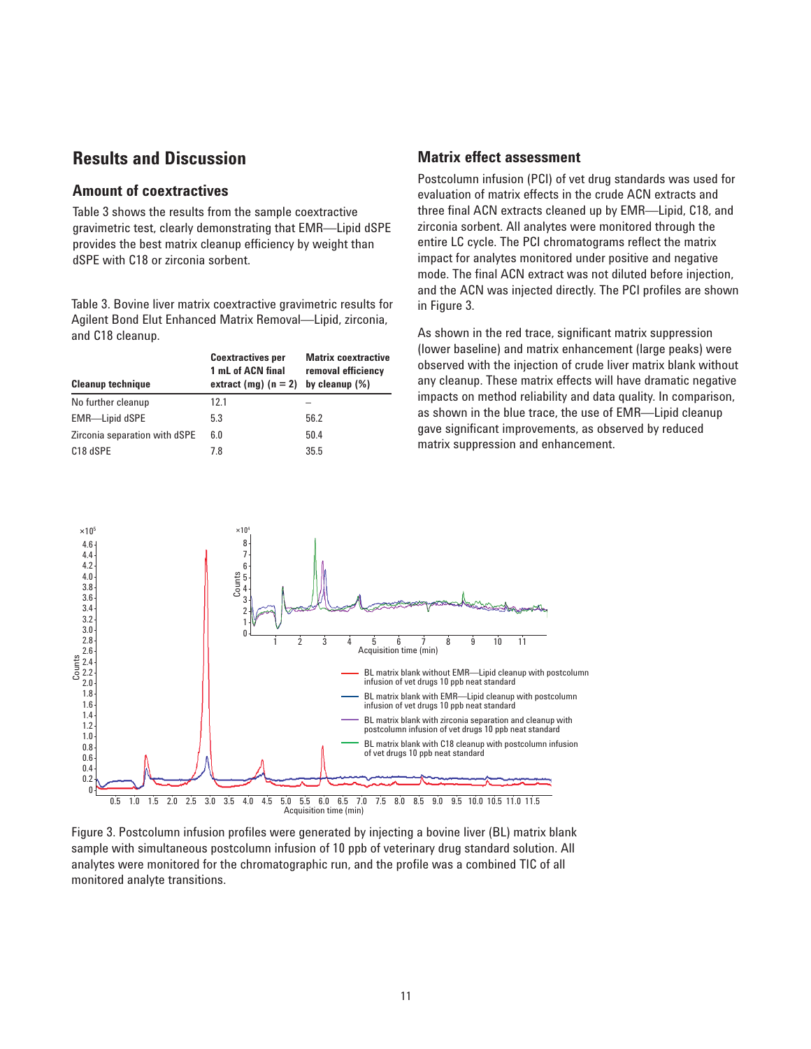## Results and Discussion

### Amount of coextractives

Table 3 shows the results from the sample coextractive gravimetric test, clearly demonstrating that EMR—Lipid dSPE provides the best matrix cleanup efficiency by weight than dSPE with C18 or zirconia sorbent.

Table 3. Bovine liver matrix coextractive gravimetric results for Agilent Bond Elut Enhanced Matrix Removal—Lipid, zirconia, and C18 cleanup.

| Cleanup technique | Coextractives per 1 mL of ACN final extract (mg) (n = 2) | Matrix coextractive removal efficiency by cleanup (%) |
|---|---|---|
| No further cleanup | 12.1 | – |
| EMR—Lipid dSPE | 5.3 | 56.2 |
| Zirconia separation with dSPE | 6.0 | 50.4 |
| C18 dSPE | 7.8 | 35.5 |

### Matrix effect assessment

Postcolumn infusion (PCI) of vet drug standards was used for evaluation of matrix effects in the crude ACN extracts and three final ACN extracts cleaned up by EMR—Lipid, C18, and zirconia sorbent. All analytes were monitored through the entire LC cycle. The PCI chromatograms reflect the matrix impact for analytes monitored under positive and negative mode. The final ACN extract was not diluted before injection, and the ACN was injected directly. The PCI profiles are shown in Figure 3.

As shown in the red trace, significant matrix suppression (lower baseline) and matrix enhancement (large peaks) were observed with the injection of crude liver matrix blank without any cleanup. These matrix effects will have dramatic negative impacts on method reliability and data quality. In comparison, as shown in the blue trace, the use of EMR—Lipid cleanup gave significant improvements, as observed by reduced matrix suppression and enhancement.

Figure 3. Postcolumn infusion profiles were generated by injecting a bovine liver (BL) matrix blank sample with simultaneous postcolumn infusion of 10 ppb of veterinary drug standard solution. All analytes were monitored for the chromatographic run, and the profile was a combined TIC of all monitored analyte transitions.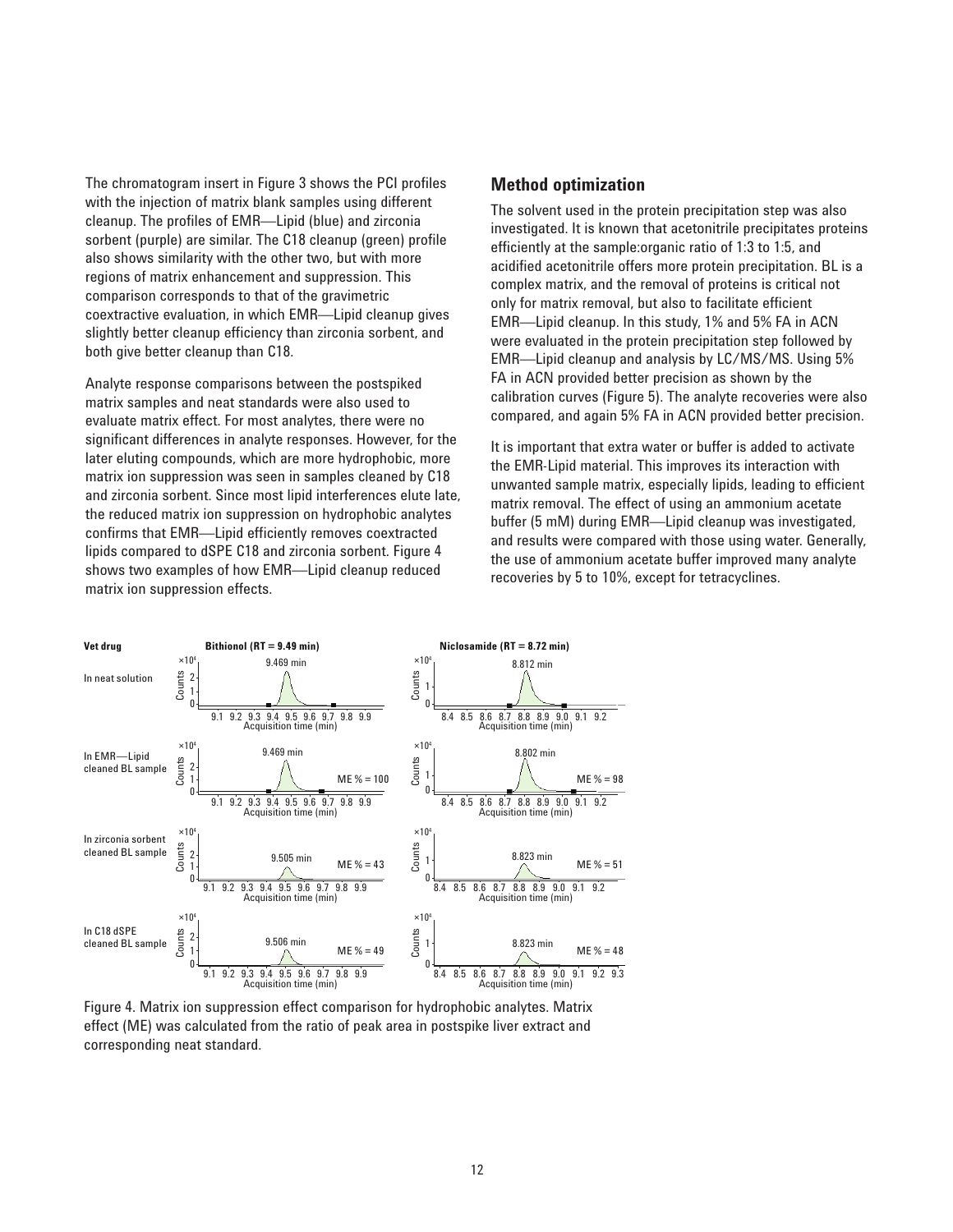The chromatogram insert in Figure 3 shows the PCI profiles with the injection of matrix blank samples using different cleanup. The profiles of EMR—Lipid (blue) and zirconia sorbent (purple) are similar. The C18 cleanup (green) profile also shows similarity with the other two, but with more regions of matrix enhancement and suppression. This comparison corresponds to that of the gravimetric coextractive evaluation, in which EMR—Lipid cleanup gives slightly better cleanup efficiency than zirconia sorbent, and both give better cleanup than C18.

Analyte response comparisons between the postspiked matrix samples and neat standards were also used to evaluate matrix effect. For most analytes, there were no significant differences in analyte responses. However, for the later eluting compounds, which are more hydrophobic, more matrix ion suppression was seen in samples cleaned by C18 and zirconia sorbent. Since most lipid interferences elute late, the reduced matrix ion suppression on hydrophobic analytes confirms that EMR—Lipid efficiently removes coextracted lipids compared to dSPE C18 and zirconia sorbent. Figure 4 shows two examples of how EMR—Lipid cleanup reduced matrix ion suppression effects.

## Method optimization

The solvent used in the protein precipitation step was also investigated. It is known that acetonitrile precipitates proteins efficiently at the sample:organic ratio of 1:3 to 1:5, and acidified acetonitrile offers more protein precipitation. BL is a complex matrix, and the removal of proteins is critical not only for matrix removal, but also to facilitate efficient EMR—Lipid cleanup. In this study, 1% and 5% FA in ACN were evaluated in the protein precipitation step followed by EMR—Lipid cleanup and analysis by LC/MS/MS. Using 5% FA in ACN provided better precision as shown by the calibration curves (Figure 5). The analyte recoveries were also compared, and again 5% FA in ACN provided better precision.

It is important that extra water or buffer is added to activate the EMR-Lipid material. This improves its interaction with unwanted sample matrix, especially lipids, leading to efficient matrix removal. The effect of using an ammonium acetate buffer (5 mM) during EMR—Lipid cleanup was investigated, and results were compared with those using water. Generally, the use of ammonium acetate buffer improved many analyte recoveries by 5 to 10%, except for tetracyclines.

| Vet drug | Bithionol (RT = 9.49 min) | Niclosamide (RT = 8.72 min) |
|---|---|---|
| In neat solution | 9.469 min | 8.812 min |
| In EMR—Lipid cleaned BL sample | 9.469 min, ME % = 100 | 8.802 min, ME % = 98 |
| In zirconia sorbent cleaned BL sample | 9.505 min, ME % = 43 | 8.823 min, ME % = 51 |
| In C18 dSPE cleaned BL sample | 9.506 min, ME % = 49 | 8.823 min, ME % = 48 |

Figure 4. Matrix ion suppression effect comparison for hydrophobic analytes. Matrix effect (ME) was calculated from the ratio of peak area in postspike liver extract and corresponding neat standard.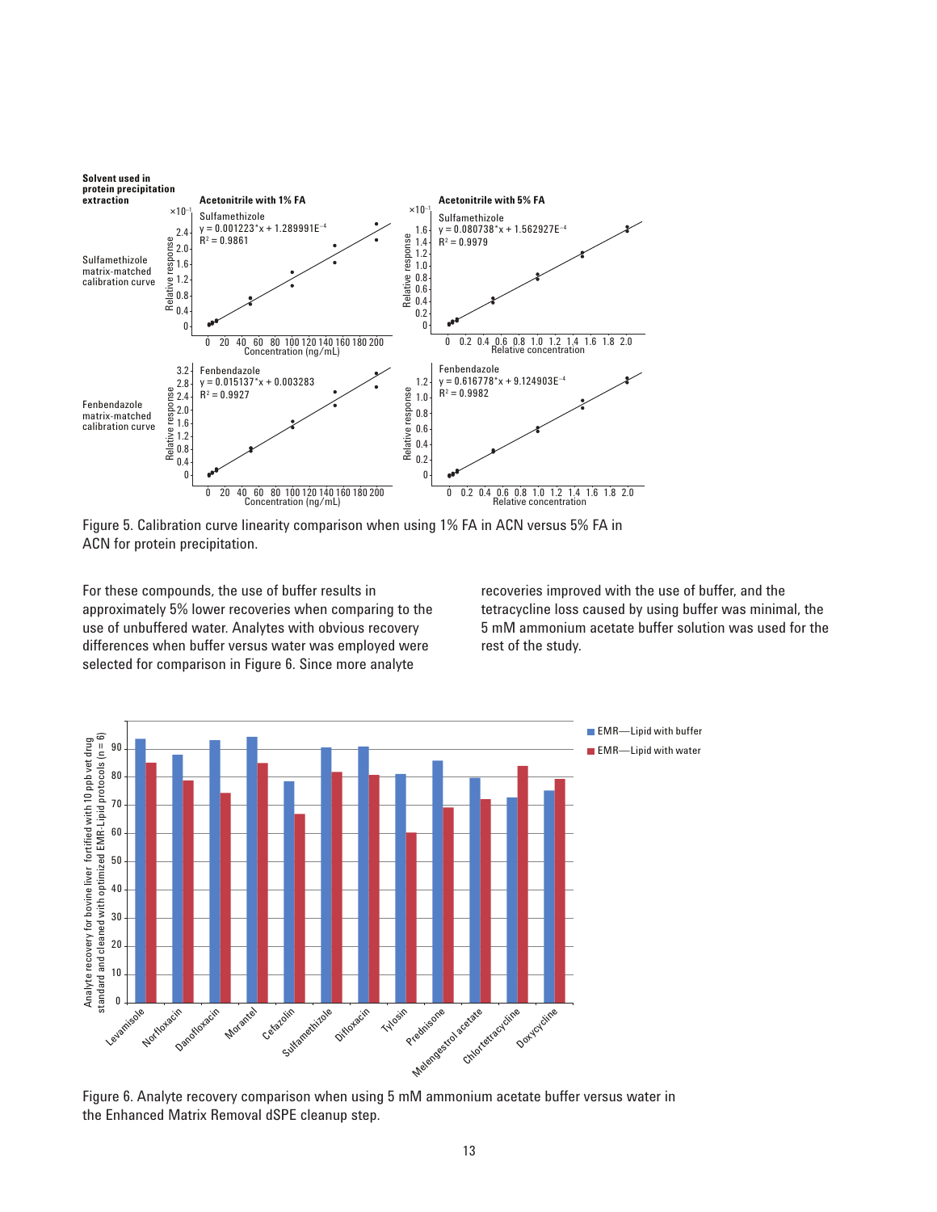Figure 5. Calibration curve linearity comparison when using 1% FA in ACN versus 5% FA in ACN for protein precipitation.

For these compounds, the use of buffer results in approximately 5% lower recoveries when comparing to the use of unbuffered water. Analytes with obvious recovery differences when buffer versus water was employed were selected for comparison in Figure 6. Since more analyte recoveries improved with the use of buffer, and the tetracycline loss caused by using buffer was minimal, the 5 mM ammonium acetate buffer solution was used for the rest of the study.

Figure 6. Analyte recovery comparison when using 5 mM ammonium acetate buffer versus water in the Enhanced Matrix Removal dSPE cleanup step.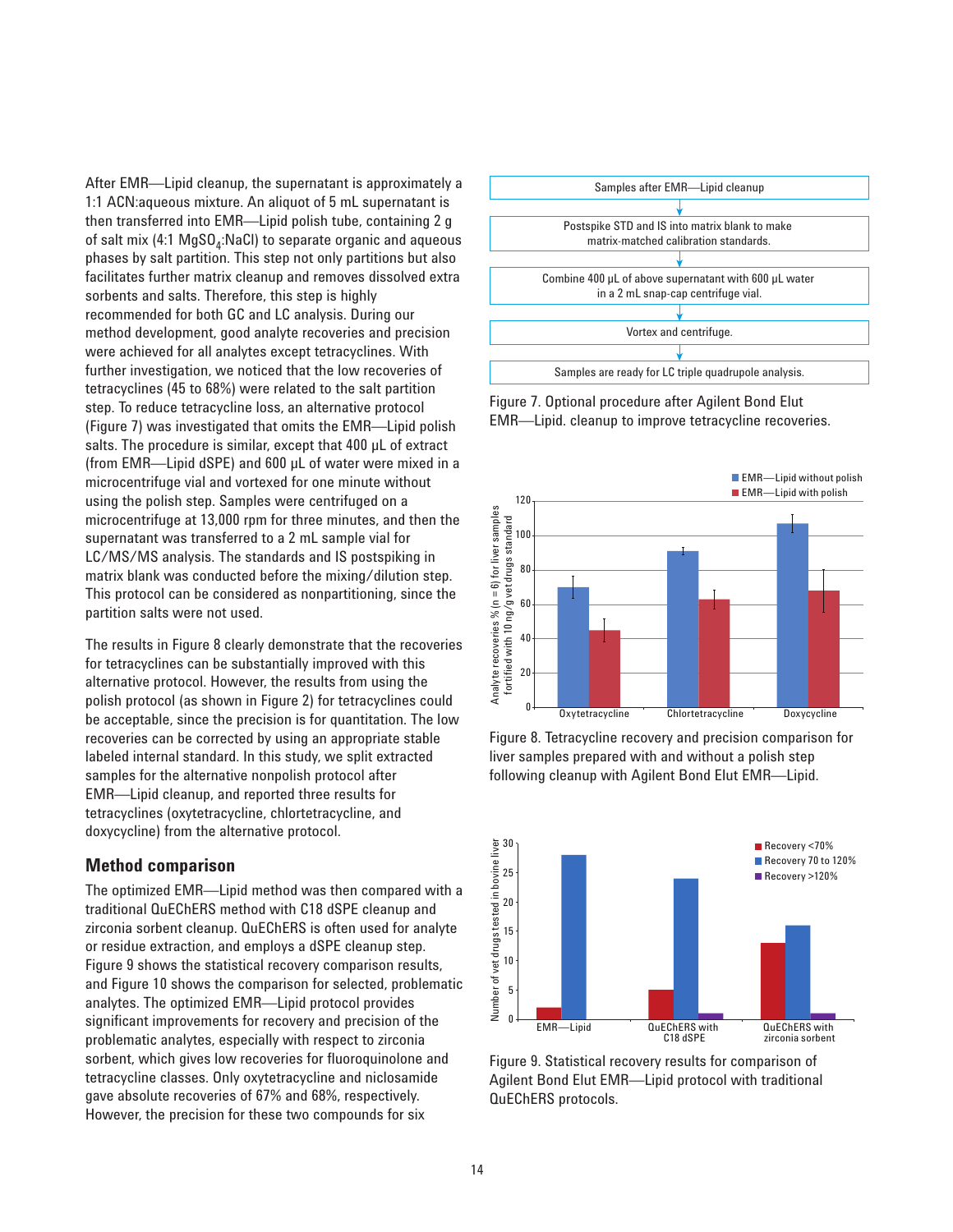After EMR—Lipid cleanup, the supernatant is approximately a 1:1 ACN:aqueous mixture. An aliquot of 5 mL supernatant is then transferred into EMR—Lipid polish tube, containing 2 g of salt mix (4:1 $MgSO_4$:NaCl) to separate organic and aqueous phases by salt partition. This step not only partitions but also facilitates further matrix cleanup and removes dissolved extra sorbents and salts. Therefore, this step is highly recommended for both GC and LC analysis. During our method development, good analyte recoveries and precision were achieved for all analytes except tetracyclines. With further investigation, we noticed that the low recoveries of tetracyclines (45 to 68%) were related to the salt partition step. To reduce tetracycline loss, an alternative protocol (Figure 7) was investigated that omits the EMR—Lipid polish salts. The procedure is similar, except that 400 µL of extract (from EMR—Lipid dSPE) and 600 µL of water were mixed in a microcentrifuge vial and vortexed for one minute without using the polish step. Samples were centrifuged on a microcentrifuge at 13,000 rpm for three minutes, and then the supernatant was transferred to a 2 mL sample vial for LC/MS/MS analysis. The standards and IS postspiking in matrix blank was conducted before the mixing/dilution step. This protocol can be considered as nonpartitioning, since the partition salts were not used.

The results in Figure 8 clearly demonstrate that the recoveries for tetracyclines can be substantially improved with this alternative protocol. However, the results from using the polish protocol (as shown in Figure 2) for tetracyclines could be acceptable, since the precision is for quantitation. The low recoveries can be corrected by using an appropriate stable labeled internal standard. In this study, we split extracted samples for the alternative nonpolish protocol after EMR—Lipid cleanup, and reported three results for tetracyclines (oxytetracycline, chlortetracycline, and doxycycline) from the alternative protocol.

## Method comparison

The optimized EMR—Lipid method was then compared with a traditional QuEChERS method with C18 dSPE cleanup and zirconia sorbent cleanup. QuEChERS is often used for analyte or residue extraction, and employs a dSPE cleanup step. Figure 9 shows the statistical recovery comparison results, and Figure 10 shows the comparison for selected, problematic analytes. The optimized EMR—Lipid protocol provides significant improvements for recovery and precision of the problematic analytes, especially with respect to zirconia sorbent, which gives low recoveries for fluoroquinolone and tetracycline classes. Only oxytetracycline and niclosamide gave absolute recoveries of 67% and 68%, respectively. However, the precision for these two compounds for six

Samples after EMR—Lipid cleanup
↓
Postspike STD and IS into matrix blank to make matrix-matched calibration standards.
↓
Combine 400 µL of above supernatant with 600 µL water in a 2 mL snap-cap centrifuge vial.
↓
Vortex and centrifuge.
↓
Samples are ready for LC triple quadrupole analysis.

Figure 7. Optional procedure after Agilent Bond Elut EMR—Lipid. cleanup to improve tetracycline recoveries.

Figure 8. Tetracycline recovery and precision comparison for liver samples prepared with and without a polish step following cleanup with Agilent Bond Elut EMR—Lipid.

Figure 9. Statistical recovery results for comparison of Agilent Bond Elut EMR—Lipid protocol with traditional QuEChERS protocols.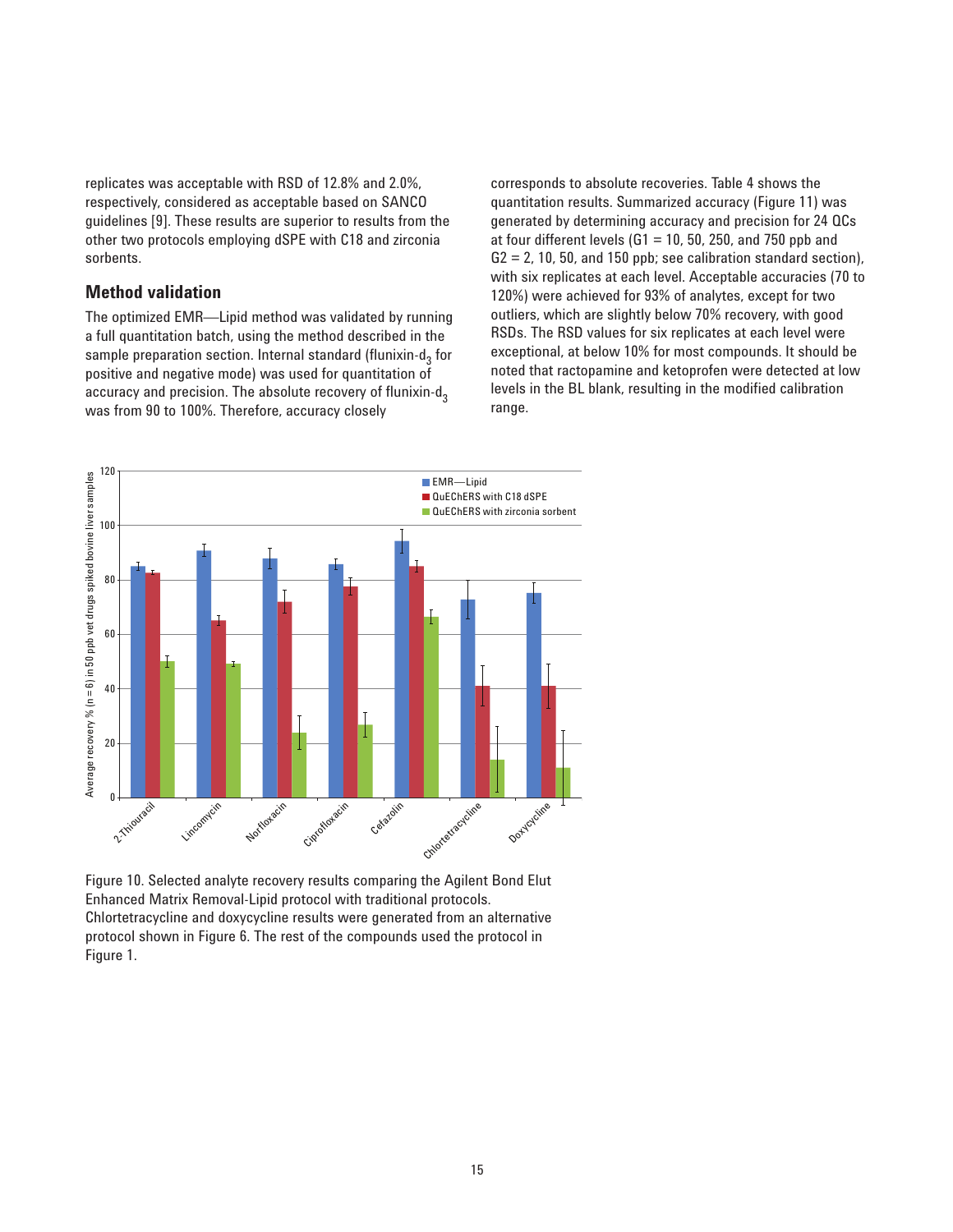replicates was acceptable with RSD of 12.8% and 2.0%, respectively, considered as acceptable based on SANCO guidelines [9]. These results are superior to results from the other two protocols employing dSPE with C18 and zirconia sorbents.

## Method validation

The optimized EMR—Lipid method was validated by running a full quantitation batch, using the method described in the sample preparation section. Internal standard (flunixin-$d_3$ for positive and negative mode) was used for quantitation of accuracy and precision. The absolute recovery of flunixin-$d_3$ was from 90 to 100%. Therefore, accuracy closely corresponds to absolute recoveries. Table 4 shows the quantitation results. Summarized accuracy (Figure 11) was generated by determining accuracy and precision for 24 QCs at four different levels (G1 = 10, 50, 250, and 750 ppb and G2 = 2, 10, 50, and 150 ppb; see calibration standard section), with six replicates at each level. Acceptable accuracies (70 to 120%) were achieved for 93% of analytes, except for two outliers, which are slightly below 70% recovery, with good RSDs. The RSD values for six replicates at each level were exceptional, at below 10% for most compounds. It should be noted that ractopamine and ketoprofen were detected at low levels in the BL blank, resulting in the modified calibration range.

Figure 10. Selected analyte recovery results comparing the Agilent Bond Elut Enhanced Matrix Removal-Lipid protocol with traditional protocols. Chlortetracycline and doxycycline results were generated from an alternative protocol shown in Figure 6. The rest of the compounds used the protocol in Figure 1.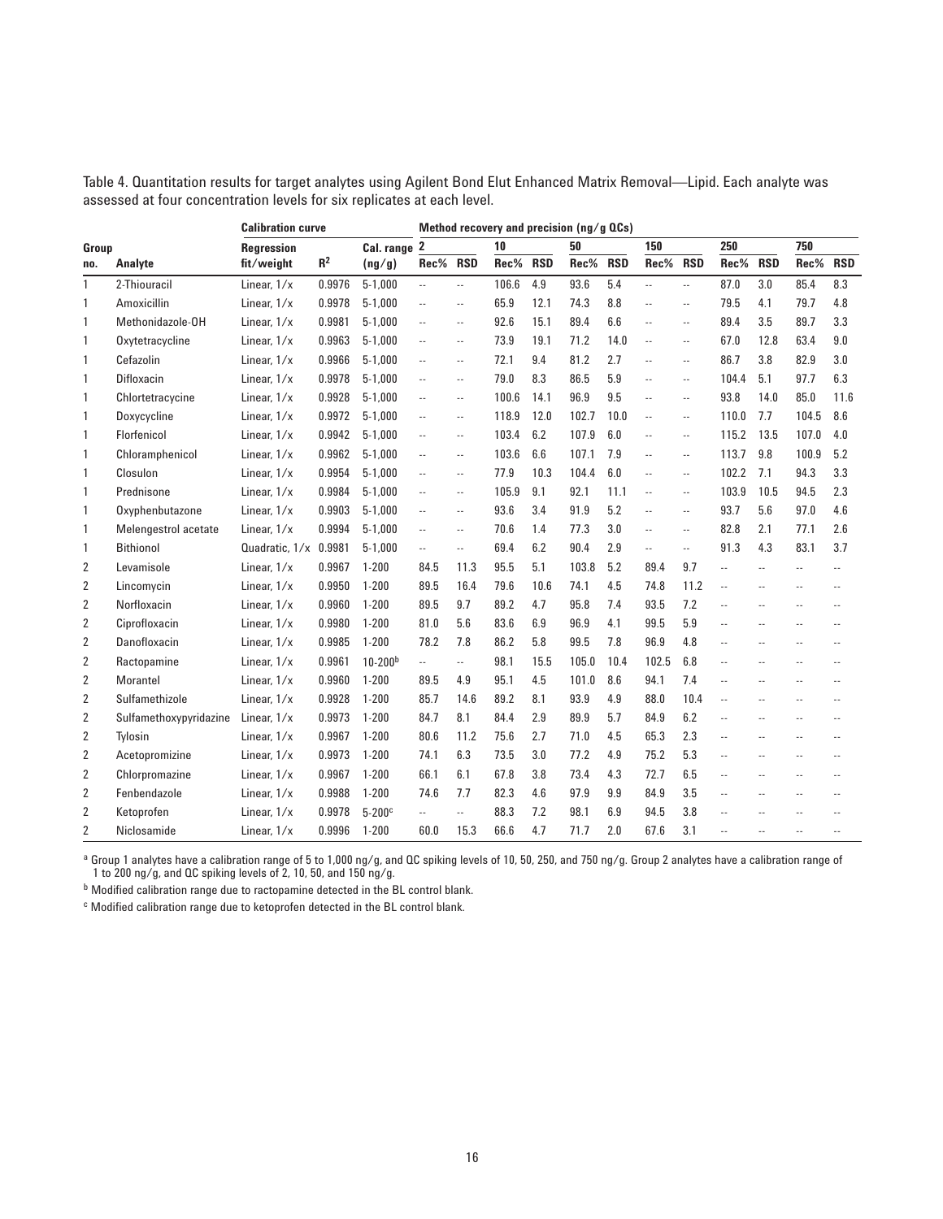Table 4. Quantitation results for target analytes using Agilent Bond Elut Enhanced Matrix Removal—Lipid. Each analyte was assessed at four concentration levels for six replicates at each level.

| Group | | Calibration curve | | | Method recovery and precision (ng/g QCs) | | | | | | | | | | | |
|---|---|---|---|---|---|---|---|---|---|---|---|---|---|---|---|---|
| | | Regression | | Cal. range | 2 | | 10 | | 50 | | 150 | | 250 | | 750 | |
| no. | Analyte | fit/weight | $R^2$ | (ng/g) | Rec% | RSD | Rec% | RSD | Rec% | RSD | Rec% | RSD | Rec% | RSD | Rec% | RSD |
| 1 | 2-Thiouracil | Linear, 1/x | 0.9976 | 5-1,000 | -- | -- | 106.6 | 4.9 | 93.6 | 5.4 | -- | -- | 87.0 | 3.0 | 85.4 | 8.3 |
| 1 | Amoxicillin | Linear, 1/x | 0.9978 | 5-1,000 | -- | -- | 65.9 | 12.1 | 74.3 | 8.8 | -- | -- | 79.5 | 4.1 | 79.7 | 4.8 |
| 1 | Methonidazole-OH | Linear, 1/x | 0.9981 | 5-1,000 | -- | -- | 92.6 | 15.1 | 89.4 | 6.6 | -- | -- | 89.4 | 3.5 | 89.7 | 3.3 |
| 1 | Oxytetracycline | Linear, 1/x | 0.9963 | 5-1,000 | -- | -- | 73.9 | 19.1 | 71.2 | 14.0 | -- | -- | 67.0 | 12.8 | 63.4 | 9.0 |
| 1 | Cefazolin | Linear, 1/x | 0.9966 | 5-1,000 | -- | -- | 72.1 | 9.4 | 81.2 | 2.7 | -- | -- | 86.7 | 3.8 | 82.9 | 3.0 |
| 1 | Difloxacin | Linear, 1/x | 0.9978 | 5-1,000 | -- | -- | 79.0 | 8.3 | 86.5 | 5.9 | -- | -- | 104.4 | 5.1 | 97.7 | 6.3 |
| 1 | Chlortetracycline | Linear, 1/x | 0.9928 | 5-1,000 | -- | -- | 100.6 | 14.1 | 96.9 | 9.5 | -- | -- | 93.8 | 14.0 | 85.0 | 11.6 |
| 1 | Doxycycline | Linear, 1/x | 0.9972 | 5-1,000 | -- | -- | 118.9 | 12.0 | 102.7 | 10.0 | -- | -- | 110.0 | 7.7 | 104.5 | 8.6 |
| 1 | Florfenicol | Linear, 1/x | 0.9942 | 5-1,000 | -- | -- | 103.4 | 6.2 | 107.9 | 6.0 | -- | -- | 115.2 | 13.5 | 107.0 | 4.0 |
| 1 | Chloramphenicol | Linear, 1/x | 0.9962 | 5-1,000 | -- | -- | 103.6 | 6.6 | 107.1 | 7.9 | -- | -- | 113.7 | 9.8 | 100.9 | 5.2 |
| 1 | Closulon | Linear, 1/x | 0.9954 | 5-1,000 | -- | -- | 77.9 | 10.3 | 104.4 | 6.0 | -- | -- | 102.2 | 7.1 | 94.3 | 3.3 |
| 1 | Prednisone | Linear, 1/x | 0.9984 | 5-1,000 | -- | -- | 105.9 | 9.1 | 92.1 | 11.1 | -- | -- | 103.9 | 10.5 | 94.5 | 2.3 |
| 1 | Oxyphenbutazone | Linear, 1/x | 0.9903 | 5-1,000 | -- | -- | 93.6 | 3.4 | 91.9 | 5.2 | -- | -- | 93.7 | 5.6 | 97.0 | 4.6 |
| 1 | Melengestrol acetate | Linear, 1/x | 0.9994 | 5-1,000 | -- | -- | 70.6 | 1.4 | 77.3 | 3.0 | -- | -- | 82.8 | 2.1 | 77.1 | 2.6 |
| 1 | Bithionol | Quadratic, 1/x | 0.9981 | 5-1,000 | -- | -- | 69.4 | 6.2 | 90.4 | 2.9 | -- | -- | 91.3 | 4.3 | 83.1 | 3.7 |
| 2 | Levamisole | Linear, 1/x | 0.9967 | 1-200 | 84.5 | 11.3 | 95.5 | 5.1 | 103.8 | 5.2 | 89.4 | 9.7 | -- | -- | -- | -- |
| 2 | Lincomycin | Linear, 1/x | 0.9950 | 1-200 | 89.5 | 16.4 | 79.6 | 10.6 | 74.1 | 4.5 | 74.8 | 11.2 | -- | -- | -- | -- |
| 2 | Norfloxacin | Linear, 1/x | 0.9960 | 1-200 | 89.5 | 9.7 | 89.2 | 4.7 | 95.8 | 7.4 | 93.5 | 7.2 | -- | -- | -- | -- |
| 2 | Ciprofloxacin | Linear, 1/x | 0.9980 | 1-200 | 81.0 | 5.6 | 83.6 | 6.9 | 96.9 | 4.1 | 99.5 | 5.9 | -- | -- | -- | -- |
| 2 | Danofloxacin | Linear, 1/x | 0.9985 | 1-200 | 78.2 | 7.8 | 86.2 | 5.8 | 99.5 | 7.8 | 96.9 | 4.8 | -- | -- | -- | -- |
| 2 | Ractopamine | Linear, 1/x | 0.9961 | 10-200[b] | -- | -- | 98.1 | 15.5 | 105.0 | 10.4 | 102.5 | 6.8 | -- | -- | -- | -- |
| 2 | Morantel | Linear, 1/x | 0.9960 | 1-200 | 89.5 | 4.9 | 95.1 | 4.5 | 101.0 | 8.6 | 94.1 | 7.4 | -- | -- | -- | -- |
| 2 | Sulfamethizole | Linear, 1/x | 0.9928 | 1-200 | 85.7 | 14.6 | 89.2 | 8.1 | 93.9 | 4.9 | 88.0 | 10.4 | -- | -- | -- | -- |
| 2 | Sulfamethoxypyridazine | Linear, 1/x | 0.9973 | 1-200 | 84.7 | 8.1 | 84.4 | 2.9 | 89.9 | 5.7 | 84.9 | 6.2 | -- | -- | -- | -- |
| 2 | Tylosin | Linear, 1/x | 0.9967 | 1-200 | 80.6 | 11.2 | 75.6 | 2.7 | 71.0 | 4.5 | 65.3 | 2.3 | -- | -- | -- | -- |
| 2 | Acetopromizine | Linear, 1/x | 0.9973 | 1-200 | 74.1 | 6.3 | 73.5 | 3.0 | 77.2 | 4.9 | 75.2 | 5.3 | -- | -- | -- | -- |
| 2 | Chlorpromazine | Linear, 1/x | 0.9967 | 1-200 | 66.1 | 6.1 | 67.8 | 3.8 | 73.4 | 4.3 | 72.7 | 6.5 | -- | -- | -- | -- |
| 2 | Fenbendazole | Linear, 1/x | 0.9988 | 1-200 | 74.6 | 7.7 | 82.3 | 4.6 | 97.9 | 9.9 | 84.9 | 3.5 | -- | -- | -- | -- |
| 2 | Ketoprofen | Linear, 1/x | 0.9978 | 5-200[c] | -- | -- | 88.3 | 7.2 | 98.1 | 6.9 | 94.5 | 3.8 | -- | -- | -- | -- |
| 2 | Niclosamide | Linear, 1/x | 0.9996 | 1-200 | 60.0 | 15.3 | 66.6 | 4.7 | 71.7 | 2.0 | 67.6 | 3.1 | -- | -- | -- | -- |

[a] Group 1 analytes have a calibration range of 5 to 1,000 ng/g, and QC spiking levels of 10, 50, 250, and 750 ng/g. Group 2 analytes have a calibration range of 1 to 200 ng/g, and QC spiking levels of 2, 10, 50, and 150 ng/g.

[b] Modified calibration range due to ractopamine detected in the BL control blank.

[c] Modified calibration range due to ketoprofen detected in the BL control blank.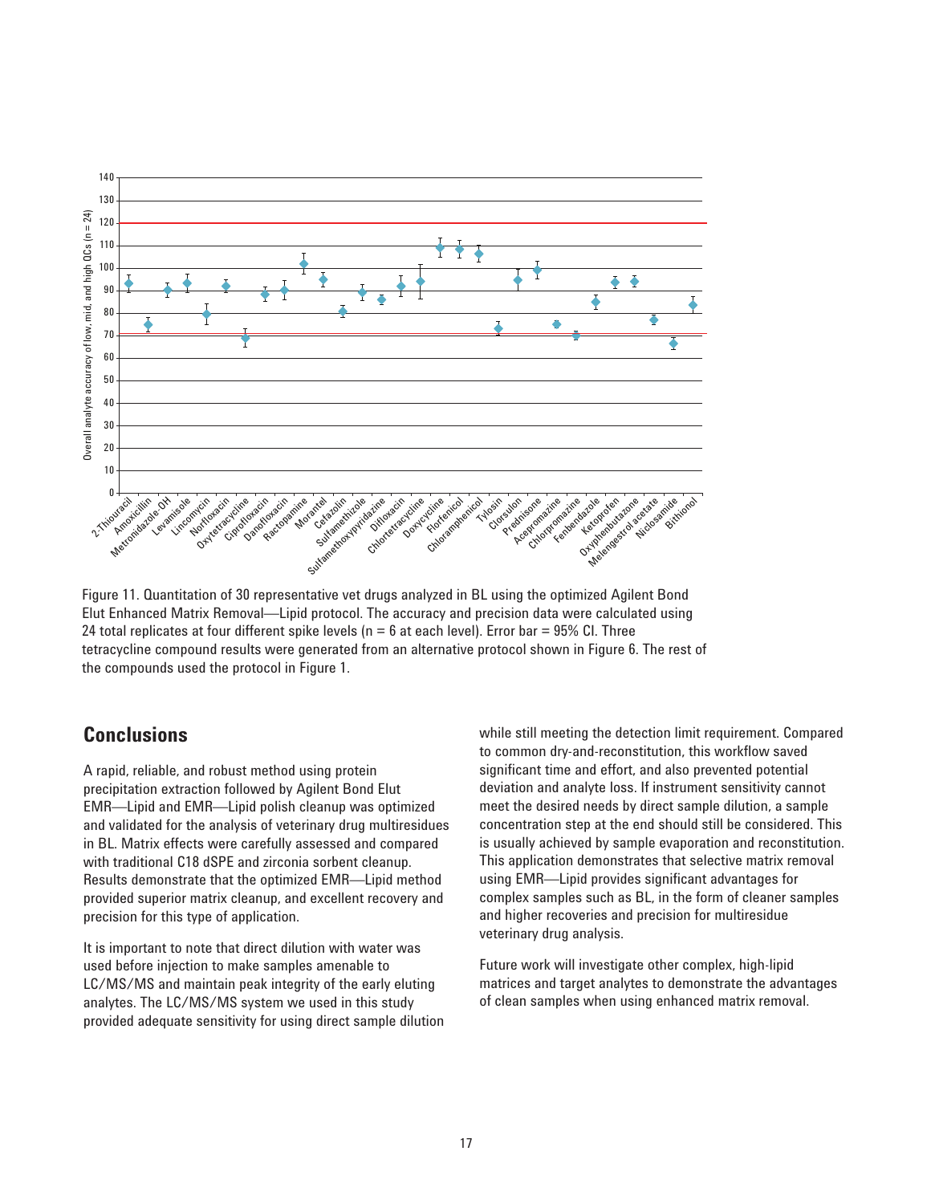Figure 11. Quantitation of 30 representative vet drugs analyzed in BL using the optimized Agilent Bond Elut Enhanced Matrix Removal—Lipid protocol. The accuracy and precision data were calculated using 24 total replicates at four different spike levels (n = 6 at each level). Error bar = 95% CI. Three tetracycline compound results were generated from an alternative protocol shown in Figure 6. The rest of the compounds used the protocol in Figure 1.

## Conclusions

A rapid, reliable, and robust method using protein precipitation extraction followed by Agilent Bond Elut EMR—Lipid and EMR—Lipid polish cleanup was optimized and validated for the analysis of veterinary drug multiresidues in BL. Matrix effects were carefully assessed and compared with traditional C18 dSPE and zirconia sorbent cleanup. Results demonstrate that the optimized EMR—Lipid method provided superior matrix cleanup, and excellent recovery and precision for this type of application.

It is important to note that direct dilution with water was used before injection to make samples amenable to LC/MS/MS and maintain peak integrity of the early eluting analytes. The LC/MS/MS system we used in this study provided adequate sensitivity for using direct sample dilution while still meeting the detection limit requirement. Compared to common dry-and-reconstitution, this workflow saved significant time and effort, and also prevented potential deviation and analyte loss. If instrument sensitivity cannot meet the desired needs by direct sample dilution, a sample concentration step at the end should still be considered. This is usually achieved by sample evaporation and reconstitution. This application demonstrates that selective matrix removal using EMR—Lipid provides significant advantages for complex samples such as BL, in the form of cleaner samples and higher recoveries and precision for multiresidue veterinary drug analysis.

Future work will investigate other complex, high-lipid matrices and target analytes to demonstrate the advantages of clean samples when using enhanced matrix removal.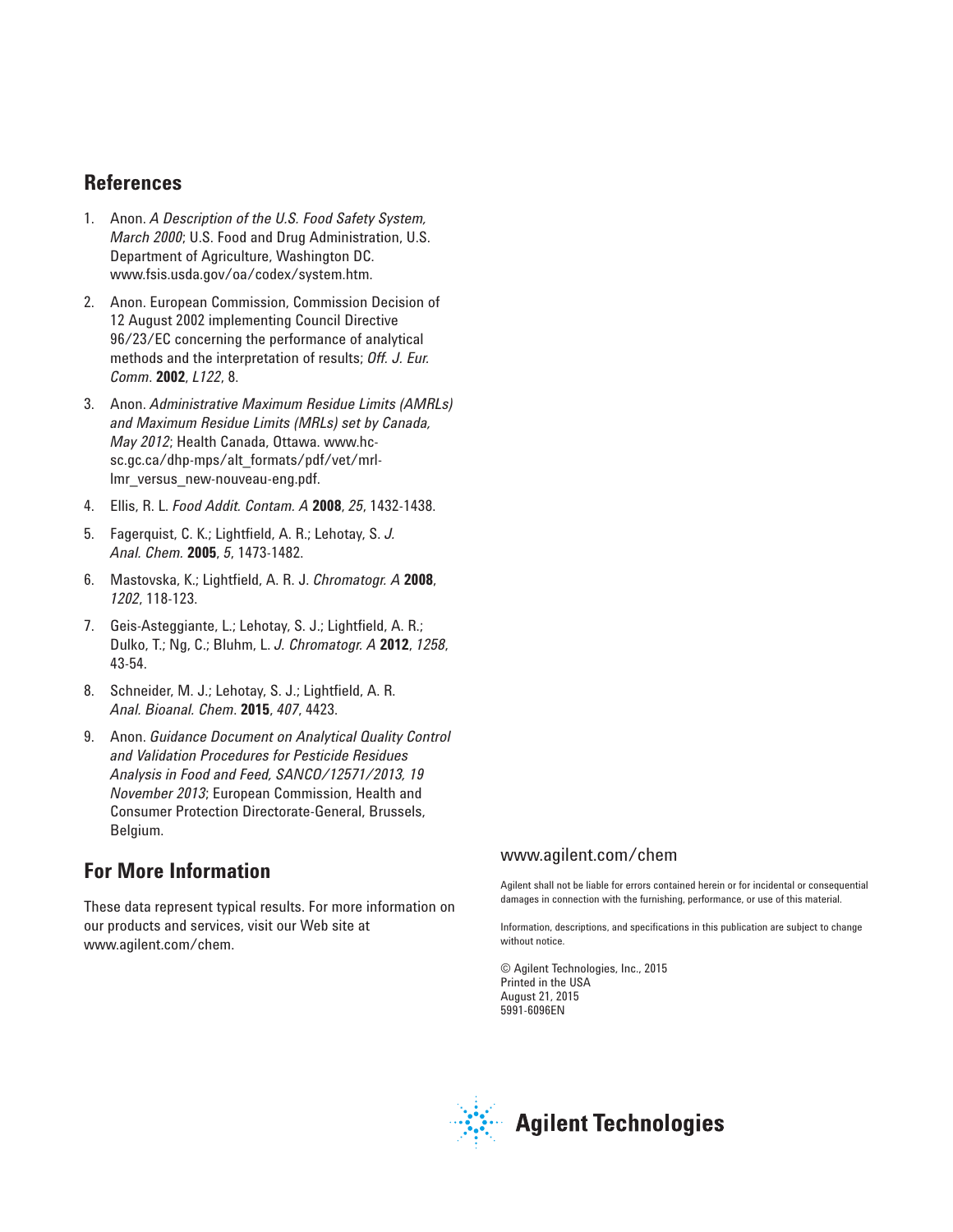## References

1. Anon. *A Description of the U.S. Food Safety System, March 2000*; U.S. Food and Drug Administration, U.S. Department of Agriculture, Washington DC. www.fsis.usda.gov/oa/codex/system.htm.
2. Anon. European Commission, Commission Decision of 12 August 2002 implementing Council Directive 96/23/EC concerning the performance of analytical methods and the interpretation of results; *Off. J. Eur. Comm.* **2002**, *L122*, 8.
3. Anon. *Administrative Maximum Residue Limits (AMRLs) and Maximum Residue Limits (MRLs) set by Canada, May 2012*; Health Canada, Ottawa. www.hc-sc.gc.ca/dhp-mps/alt_formats/pdf/vet/mrl-lmr_versus_new-nouveau-eng.pdf.
4. Ellis, R. L. *Food Addit. Contam. A* **2008**, *25*, 1432-1438.
5. Fagerquist, C. K.; Lightfield, A. R.; Lehotay, S. *J. Anal. Chem.* **2005**, *5*, 1473-1482.
6. Mastovska, K.; Lightfield, A. R. J. *Chromatogr. A* **2008**, *1202*, 118-123.
7. Geis-Asteggiante, L.; Lehotay, S. J.; Lightfield, A. R.; Dulko, T.; Ng, C.; Bluhm, L. *J. Chromatogr. A* **2012**, *1258*, 43-54.
8. Schneider, M. J.; Lehotay, S. J.; Lightfield, A. R. *Anal. Bioanal. Chem.* **2015**, *407*, 4423.
9. Anon. *Guidance Document on Analytical Quality Control and Validation Procedures for Pesticide Residues Analysis in Food and Feed, SANCO/12571/2013, 19 November 2013*; European Commission, Health and Consumer Protection Directorate-General, Brussels, Belgium.

## For More Information

These data represent typical results. For more information on our products and services, visit our Web site at www.agilent.com/chem.

www.agilent.com/chem

Agilent shall not be liable for errors contained herein or for incidental or consequential damages in connection with the furnishing, performance, or use of this material.

Information, descriptions, and specifications in this publication are subject to change without notice.

© Agilent Technologies, Inc., 2015
Printed in the USA
August 21, 2015
5991-6096EN

Agilent Technologies